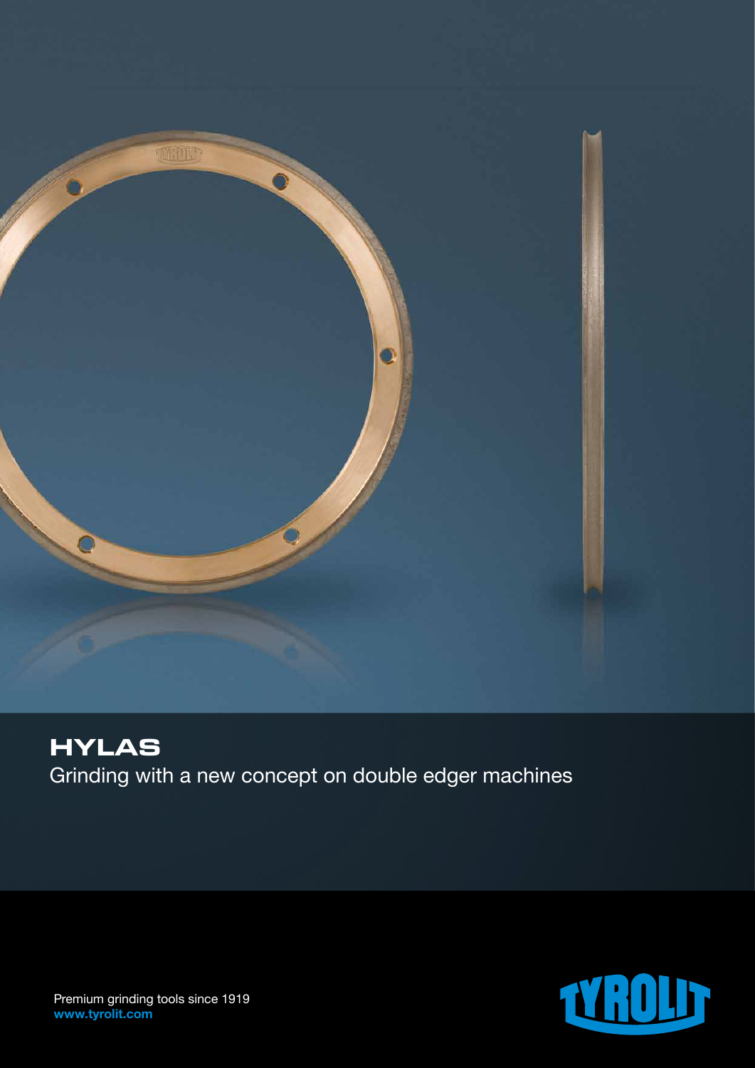# HYLAS

Grinding with a new concept on double edger machines

Premium grinding tools since 1919
**www.tyrolit.com**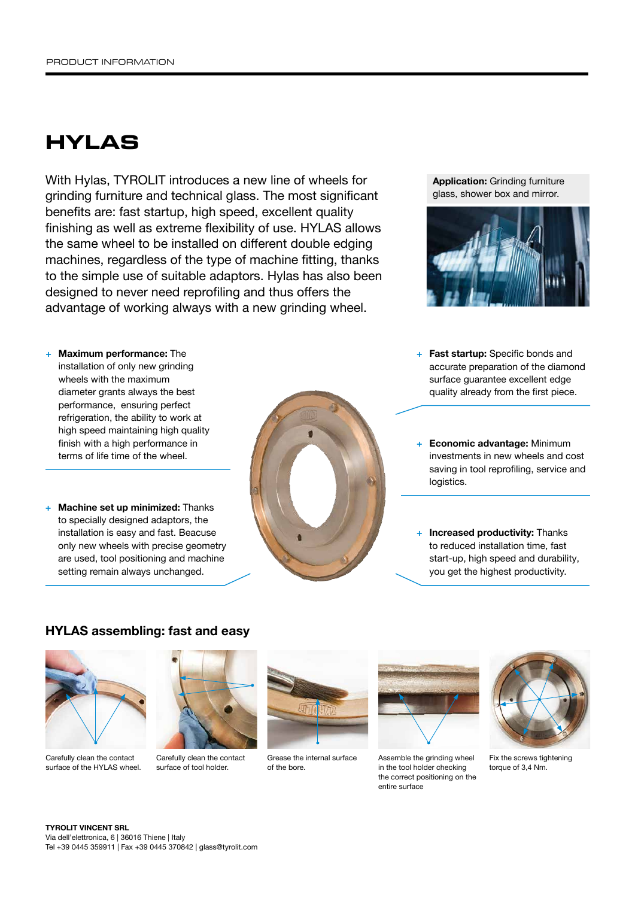PRODUCT INFORMATION

# HYLAS

With Hylas, TYROLIT introduces a new line of wheels for grinding furniture and technical glass. The most significant benefits are: fast startup, high speed, excellent quality finishing as well as extreme flexibility of use. HYLAS allows the same wheel to be installed on different double edging machines, regardless of the type of machine fitting, thanks to the simple use of suitable adaptors. Hylas has also been designed to never need reprofiling and thus offers the advantage of working always with a new grinding wheel.

**Application:** Grinding furniture glass, shower box and mirror.

- **Maximum performance:** The installation of only new grinding wheels with the maximum diameter grants always the best performance, ensuring perfect refrigeration, the ability to work at high speed maintaining high quality finish with a high performance in terms of life time of the wheel.
- **Machine set up minimized:** Thanks to specially designed adaptors, the installation is easy and fast. Beacuse only new wheels with precise geometry are used, tool positioning and machine setting remain always unchanged.
- **Fast startup:** Specific bonds and accurate preparation of the diamond surface guarantee excellent edge quality already from the first piece.
- **Economic advantage:** Minimum investments in new wheels and cost saving in tool reprofiling, service and logistics.
- **Increased productivity:** Thanks to reduced installation time, fast start-up, high speed and durability, you get the highest productivity.

## HYLAS assembling: fast and easy

Carefully clean the contact surface of the HYLAS wheel.

Carefully clean the contact surface of tool holder.

Grease the internal surface of the bore.

Assemble the grinding wheel in the tool holder checking the correct positioning on the entire surface

Fix the screws tightening torque of 3,4 Nm.

**TYROLIT VINCENT SRL**
Via dell'elettronica, 6 | 36016 Thiene | Italy
Tel +39 0445 359911 | Fax +39 0445 370842 | glass@tyrolit.com